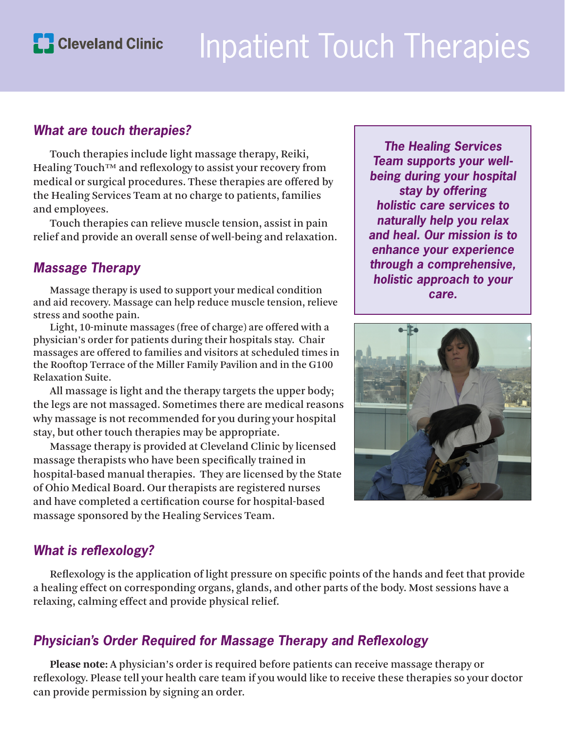Cleveland Clinic

# Inpatient Touch Therapies

## What are touch therapies?

Touch therapies include light massage therapy, Reiki, Healing Touch™ and reflexology to assist your recovery from medical or surgical procedures. These therapies are offered by the Healing Services Team at no charge to patients, families and employees.

Touch therapies can relieve muscle tension, assist in pain relief and provide an overall sense of well-being and relaxation.

***The Healing Services Team supports your well-being during your hospital stay by offering holistic care services to naturally help you relax and heal. Our mission is to enhance your experience through a comprehensive, holistic approach to your care.***

## Massage Therapy

Massage therapy is used to support your medical condition and aid recovery. Massage can help reduce muscle tension, relieve stress and soothe pain.

Light, 10-minute massages (free of charge) are offered with a physician's order for patients during their hospitals stay. Chair massages are offered to families and visitors at scheduled times in the Rooftop Terrace of the Miller Family Pavilion and in the G100 Relaxation Suite.

All massage is light and the therapy targets the upper body; the legs are not massaged. Sometimes there are medical reasons why massage is not recommended for you during your hospital stay, but other touch therapies may be appropriate.

Massage therapy is provided at Cleveland Clinic by licensed massage therapists who have been specifically trained in hospital-based manual therapies. They are licensed by the State of Ohio Medical Board. Our therapists are registered nurses and have completed a certification course for hospital-based massage sponsored by the Healing Services Team.

## What is reflexology?

Reflexology is the application of light pressure on specific points of the hands and feet that provide a healing effect on corresponding organs, glands, and other parts of the body. Most sessions have a relaxing, calming effect and provide physical relief.

## Physician's Order Required for Massage Therapy and Reflexology

**Please note:** A physician's order is required before patients can receive massage therapy or reflexology. Please tell your health care team if you would like to receive these therapies so your doctor can provide permission by signing an order.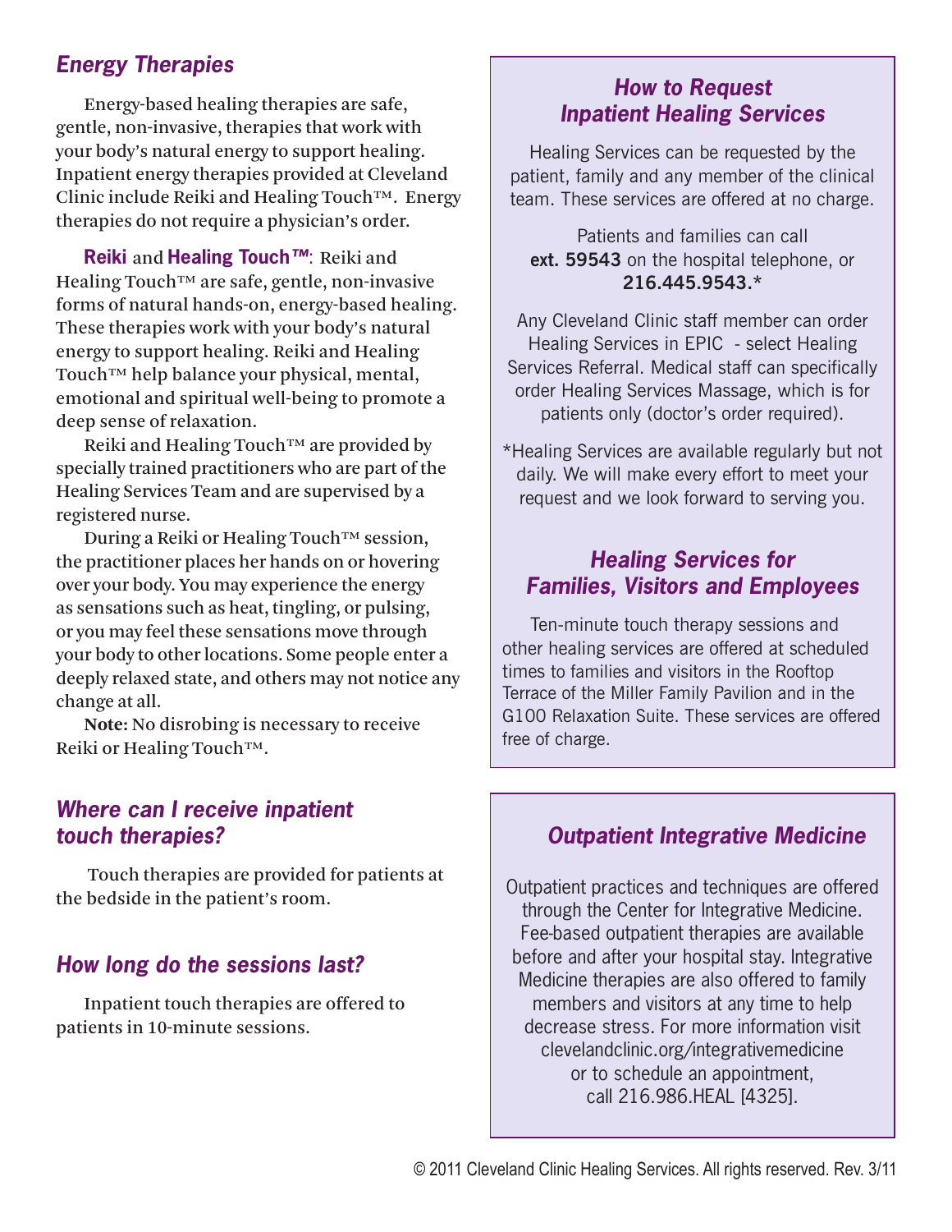## Energy Therapies

Energy-based healing therapies are safe, gentle, non-invasive, therapies that work with your body's natural energy to support healing. Inpatient energy therapies provided at Cleveland Clinic include Reiki and Healing Touch™. Energy therapies do not require a physician's order.

**Reiki** and **Healing Touch™**: Reiki and Healing Touch™ are safe, gentle, non-invasive forms of natural hands-on, energy-based healing. These therapies work with your body's natural energy to support healing. Reiki and Healing Touch™ help balance your physical, mental, emotional and spiritual well-being to promote a deep sense of relaxation.

Reiki and Healing Touch™ are provided by specially trained practitioners who are part of the Healing Services Team and are supervised by a registered nurse.

During a Reiki or Healing Touch™ session, the practitioner places her hands on or hovering over your body. You may experience the energy as sensations such as heat, tingling, or pulsing, or you may feel these sensations move through your body to other locations. Some people enter a deeply relaxed state, and others may not notice any change at all.

**Note:** No disrobing is necessary to receive Reiki or Healing Touch™.

## Where can I receive inpatient touch therapies?

Touch therapies are provided for patients at the bedside in the patient's room.

## How long do the sessions last?

Inpatient touch therapies are offered to patients in 10-minute sessions.

## How to Request Inpatient Healing Services

Healing Services can be requested by the patient, family and any member of the clinical team. These services are offered at no charge.

Patients and families can call **ext. 59543** on the hospital telephone, or **216.445.9543.***

Any Cleveland Clinic staff member can order Healing Services in EPIC - select Healing Services Referral. Medical staff can specifically order Healing Services Massage, which is for patients only (doctor's order required).

*Healing Services are available regularly but not daily. We will make every effort to meet your request and we look forward to serving you.

## Healing Services for Families, Visitors and Employees

Ten-minute touch therapy sessions and other healing services are offered at scheduled times to families and visitors in the Rooftop Terrace of the Miller Family Pavilion and in the G100 Relaxation Suite. These services are offered free of charge.

## Outpatient Integrative Medicine

Outpatient practices and techniques are offered through the Center for Integrative Medicine. Fee-based outpatient therapies are available before and after your hospital stay. Integrative Medicine therapies are also offered to family members and visitors at any time to help decrease stress. For more information visit clevelandclinic.org/integrativemedicine or to schedule an appointment, call 216.986.HEAL [4325].

© 2011 Cleveland Clinic Healing Services. All rights reserved. Rev. 3/11